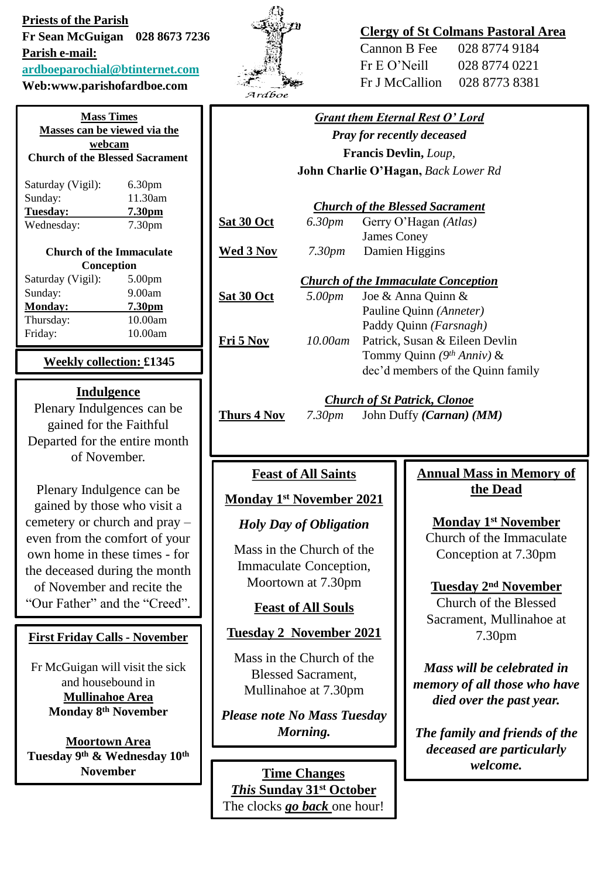**Priests of the Parish**
**Fr Sean McGuigan 028 8673 7236**
**Parish e-mail:**
**ardboeparochial@btinternet.com**
**Web:www.parishofardboe.com**

Ardboe

**Clergy of St Colmans Pastoral Area**

Cannon B Fee 028 8774 9184
Fr E O'Neill 028 8774 0221
Fr J McCallion 028 8773 8381

## Mass Times

**Masses can be viewed via the webcam**

**Church of the Blessed Sacrament**

| | |
|---|---|
| Saturday (Vigil): | 6.30pm |
| Sunday: | 11.30am |
| **Tuesday:** | **7.30pm** |
| Wednesday: | 7.30pm |

**Church of the Immaculate Conception**

| | |
|---|---|
| Saturday (Vigil): | 5.00pm |
| Sunday: | 9.00am |
| **Monday:** | **7.30pm** |
| Thursday: | 10.00am |
| Friday: | 10.00am |

**Weekly collection: £1345**

## Indulgence

Plenary Indulgences can be gained for the Faithful Departed for the entire month of November.

Plenary Indulgence can be gained by those who visit a cemetery or church and pray – even from the comfort of your own home in these times - for the deceased during the month of November and recite the "Our Father" and the "Creed".

## First Friday Calls - November

Fr McGuigan will visit the sick and housebound in
**Mullinahoe Area**
**Monday 8th November**

**Moortown Area**
**Tuesday 9th & Wednesday 10th November**

## *Grant them Eternal Rest O' Lord*

*Pray for recently deceased*

**Francis Devlin,** *Loup,*
**John Charlie O'Hagan,** *Back Lower Rd*

***Church of the Blessed Sacrament***

| | | |
|---|---|---|
| **Sat 30 Oct** | *6.30pm* | Gerry O'Hagan *(Atlas)* James Coney |
| **Wed 3 Nov** | *7.30pm* | Damien Higgins |

***Church of the Immaculate Conception***

| | | |
|---|---|---|
| **Sat 30 Oct** | *5.00pm* | Joe & Anna Quinn & Pauline Quinn *(Anneter)* Paddy Quinn *(Farsnagh)* |
| **Fri 5 Nov** | *10.00am* | Patrick, Susan & Eileen Devlin Tommy Quinn *(9th Anniv)* & dec'd members of the Quinn family |

***Church of St Patrick, Clonoe***

| | | |
|---|---|---|
| **Thurs 4 Nov** | *7.30pm* | John Duffy ***(Carnan) (MM)*** |

## Feast of All Saints

**Monday 1st November 2021**

***Holy Day of Obligation***

Mass in the Church of the Immaculate Conception, Moortown at 7.30pm

## Feast of All Souls

**Tuesday 2 November 2021**

Mass in the Church of the Blessed Sacrament, Mullinahoe at 7.30pm

***Please note No Mass Tuesday Morning.***

## Time Changes

***This* Sunday 31st October**

The clocks ***go back*** one hour!

## Annual Mass in Memory of the Dead

**Monday 1st November**
Church of the Immaculate Conception at 7.30pm

**Tuesday 2nd November**
Church of the Blessed Sacrament, Mullinahoe at 7.30pm

***Mass will be celebrated in memory of all those who have died over the past year.***

***The family and friends of the deceased are particularly welcome.***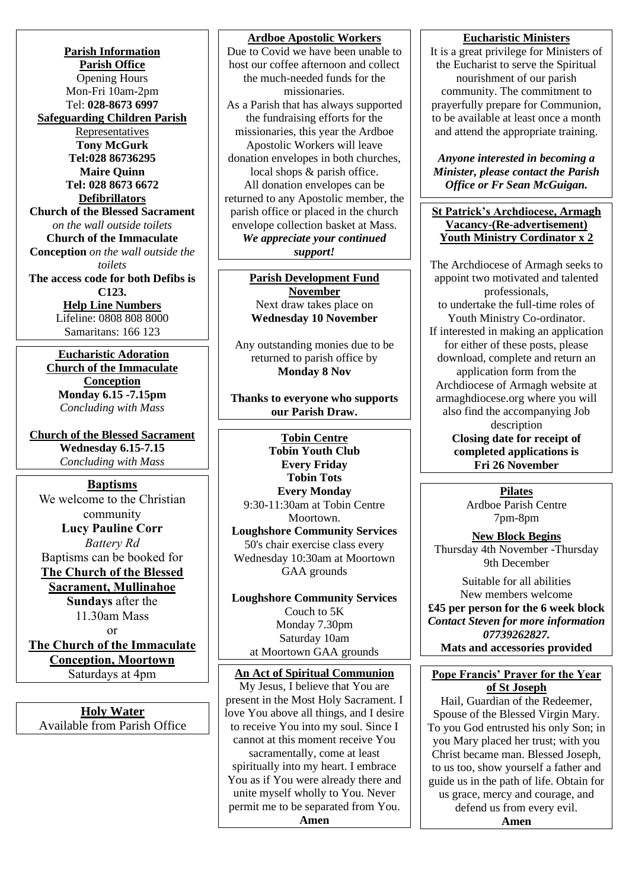## Parish Information

**Parish Office**

Opening Hours
Mon-Fri 10am-2pm
Tel: **028-8673 6997**

**Safeguarding Children Parish** Representatives

**Tony McGurk**
**Tel:028 86736295**

**Maire Quinn**
**Tel: 028 8673 6672**

**Defibrillators**

**Church of the Blessed Sacrament** *on the wall outside toilets*

**Church of the Immaculate Conception** *on the wall outside the toilets*

**The access code for both Defibs is C123.**

**Help Line Numbers**

Lifeline: 0808 808 8000
Samaritans: 166 123

## Eucharistic Adoration

**Church of the Immaculate Conception**
**Monday 6.15 -7.15pm**
*Concluding with Mass*

**Church of the Blessed Sacrament**
**Wednesday 6.15-7.15**
*Concluding with Mass*

## Baptisms

We welcome to the Christian community

**Lucy Pauline Corr**
*Battery Rd*

Baptisms can be booked for
**The Church of the Blessed Sacrament, Mullinahoe**
**Sundays** after the 11.30am Mass
or
**The Church of the Immaculate Conception, Moortown**
Saturdays at 4pm

## Holy Water

Available from Parish Office

## Ardboe Apostolic Workers

Due to Covid we have been unable to host our coffee afternoon and collect the much-needed funds for the missionaries.

As a Parish that has always supported the fundraising efforts for the missionaries, this year the Ardboe Apostolic Workers will leave donation envelopes in both churches, local shops & parish office.

All donation envelopes can be returned to any Apostolic member, the parish office or placed in the church envelope collection basket at Mass.

***We appreciate your continued support!***

## Parish Development Fund November

Next draw takes place on
**Wednesday 10 November**

Any outstanding monies due to be returned to parish office by
**Monday 8 Nov**

**Thanks to everyone who supports our Parish Draw.**

## Tobin Centre

**Tobin Youth Club**
**Every Friday**

**Tobin Tots**
**Every Monday**
9:30-11:30am at Tobin Centre Moortown.

**Loughshore Community Services**
50's chair exercise class every Wednesday 10:30am at Moortown GAA grounds

**Loughshore Community Services**
Couch to 5K
Monday 7.30pm
Saturday 10am
at Moortown GAA grounds

## An Act of Spiritual Communion

My Jesus, I believe that You are present in the Most Holy Sacrament. I love You above all things, and I desire to receive You into my soul. Since I cannot at this moment receive You sacramentally, come at least spiritually into my heart. I embrace You as if You were already there and unite myself wholly to You. Never permit me to be separated from You.
**Amen**

## Eucharistic Ministers

It is a great privilege for Ministers of the Eucharist to serve the Spiritual nourishment of our parish community. The commitment to prayerfully prepare for Communion, to be available at least once a month and attend the appropriate training.

***Anyone interested in becoming a Minister, please contact the Parish Office or Fr Sean McGuigan.***

## St Patrick's Archdiocese, Armagh Vacancy-(Re-advertisement) Youth Ministry Cordinator x 2

The Archdiocese of Armagh seeks to appoint two motivated and talented professionals,
to undertake the full-time roles of Youth Ministry Co-ordinator.
If interested in making an application for either of these posts, please download, complete and return an application form from the Archdiocese of Armagh website at armaghdiocese.org where you will also find the accompanying Job description

**Closing date for receipt of completed applications is Fri 26 November**

## Pilates

Ardboe Parish Centre
7pm-8pm

**New Block Begins**
Thursday 4th November -Thursday 9th December

Suitable for all abilities
New members welcome
**£45 per person for the 6 week block**
***Contact Steven for more information 07739262827.***
**Mats and accessories provided**

## Pope Francis' Prayer for the Year of St Joseph

Hail, Guardian of the Redeemer, Spouse of the Blessed Virgin Mary. To you God entrusted his only Son; in you Mary placed her trust; with you Christ became man. Blessed Joseph, to us too, show yourself a father and guide us in the path of life. Obtain for us grace, mercy and courage, and defend us from every evil.
**Amen**